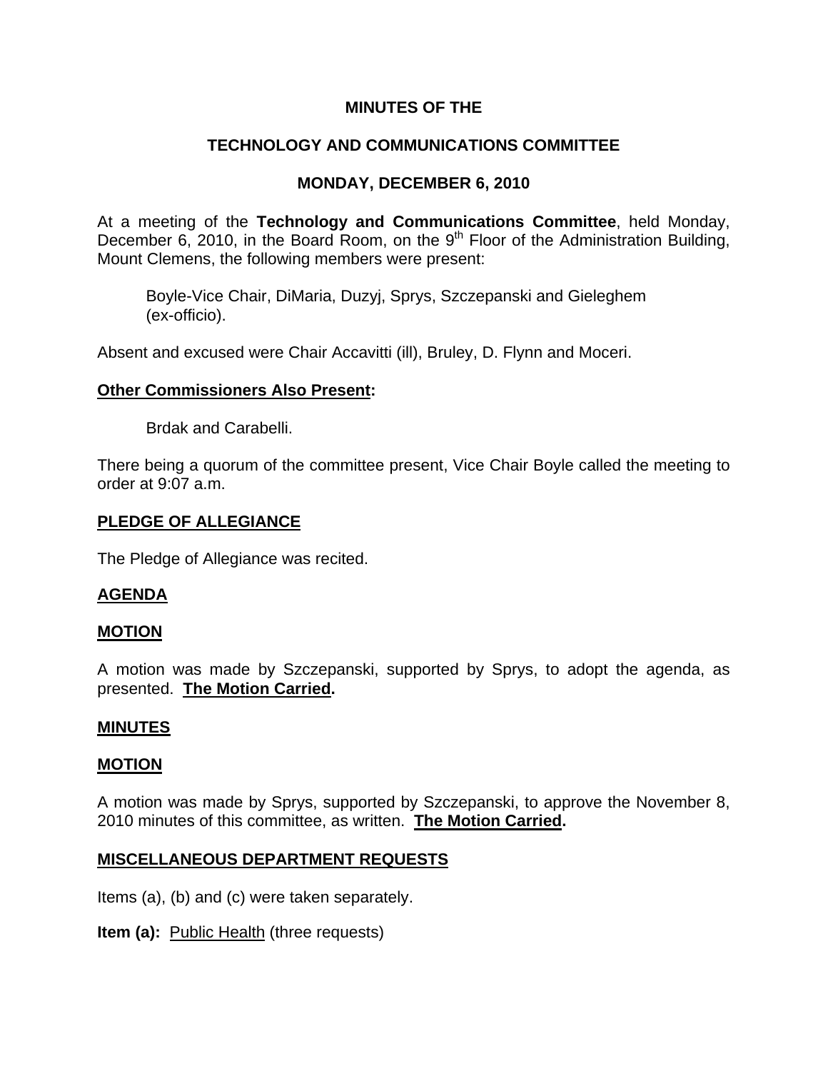# MINUTES OF THE

# TECHNOLOGY AND COMMUNICATIONS COMMITTEE

## MONDAY, DECEMBER 6, 2010

At a meeting of the **Technology and Communications Committee**, held Monday, December 6, 2010, in the Board Room, on the 9th Floor of the Administration Building, Mount Clemens, the following members were present:

> Boyle-Vice Chair, DiMaria, Duzyj, Sprys, Szczepanski and Gieleghem (ex-officio).

Absent and excused were Chair Accavitti (ill), Bruley, D. Flynn and Moceri.

**Other Commissioners Also Present:**

> Brdak and Carabelli.

There being a quorum of the committee present, Vice Chair Boyle called the meeting to order at 9:07 a.m.

**PLEDGE OF ALLEGIANCE**

The Pledge of Allegiance was recited.

**AGENDA**

**MOTION**

A motion was made by Szczepanski, supported by Sprys, to adopt the agenda, as presented. **The Motion Carried.**

**MINUTES**

**MOTION**

A motion was made by Sprys, supported by Szczepanski, to approve the November 8, 2010 minutes of this committee, as written. **The Motion Carried.**

**MISCELLANEOUS DEPARTMENT REQUESTS**

Items (a), (b) and (c) were taken separately.

**Item (a):** Public Health (three requests)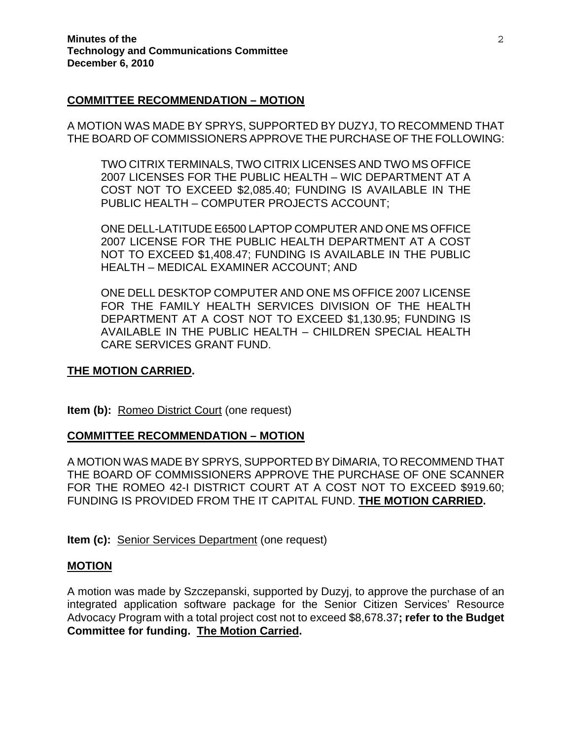**COMMITTEE RECOMMENDATION – MOTION**

A MOTION WAS MADE BY SPRYS, SUPPORTED BY DUZYJ, TO RECOMMEND THAT THE BOARD OF COMMISSIONERS APPROVE THE PURCHASE OF THE FOLLOWING:

> TWO CITRIX TERMINALS, TWO CITRIX LICENSES AND TWO MS OFFICE 2007 LICENSES FOR THE PUBLIC HEALTH – WIC DEPARTMENT AT A COST NOT TO EXCEED $2,085.40; FUNDING IS AVAILABLE IN THE PUBLIC HEALTH – COMPUTER PROJECTS ACCOUNT;
>
> ONE DELL-LATITUDE E6500 LAPTOP COMPUTER AND ONE MS OFFICE 2007 LICENSE FOR THE PUBLIC HEALTH DEPARTMENT AT A COST NOT TO EXCEED $1,408.47; FUNDING IS AVAILABLE IN THE PUBLIC HEALTH – MEDICAL EXAMINER ACCOUNT; AND
>
> ONE DELL DESKTOP COMPUTER AND ONE MS OFFICE 2007 LICENSE FOR THE FAMILY HEALTH SERVICES DIVISION OF THE HEALTH DEPARTMENT AT A COST NOT TO EXCEED $1,130.95; FUNDING IS AVAILABLE IN THE PUBLIC HEALTH – CHILDREN SPECIAL HEALTH CARE SERVICES GRANT FUND.

**THE MOTION CARRIED.**

**Item (b):** Romeo District Court (one request)

**COMMITTEE RECOMMENDATION – MOTION**

A MOTION WAS MADE BY SPRYS, SUPPORTED BY DiMARIA, TO RECOMMEND THAT THE BOARD OF COMMISSIONERS APPROVE THE PURCHASE OF ONE SCANNER FOR THE ROMEO 42-I DISTRICT COURT AT A COST NOT TO EXCEED $919.60; FUNDING IS PROVIDED FROM THE IT CAPITAL FUND. **THE MOTION CARRIED.**

**Item (c):** Senior Services Department (one request)

**MOTION**

A motion was made by Szczepanski, supported by Duzyj, to approve the purchase of an integrated application software package for the Senior Citizen Services' Resource Advocacy Program with a total project cost not to exceed $8,678.37**; refer to the Budget Committee for funding. The Motion Carried.**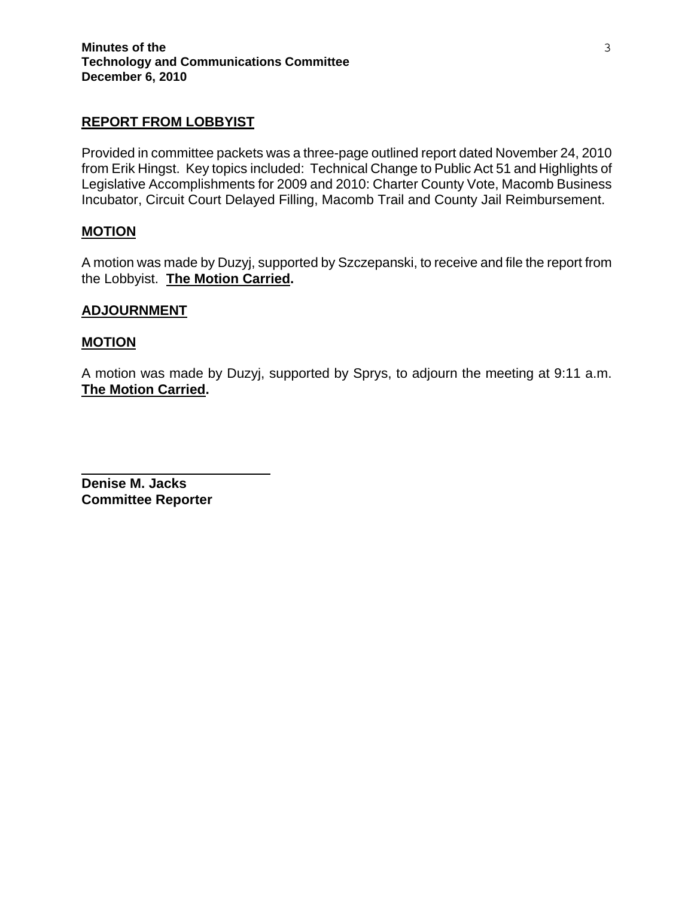## REPORT FROM LOBBYIST

Provided in committee packets was a three-page outlined report dated November 24, 2010 from Erik Hingst. Key topics included: Technical Change to Public Act 51 and Highlights of Legislative Accomplishments for 2009 and 2010: Charter County Vote, Macomb Business Incubator, Circuit Court Delayed Filling, Macomb Trail and County Jail Reimbursement.

## MOTION

A motion was made by Duzyj, supported by Szczepanski, to receive and file the report from the Lobbyist. **The Motion Carried.**

## ADJOURNMENT

## MOTION

A motion was made by Duzyj, supported by Sprys, to adjourn the meeting at 9:11 a.m. **The Motion Carried.**

\_\_\_\_\_\_\_\_\_\_\_\_\_\_\_\_\_\_\_\_\_\_\_\_\_\_\_\_

**Denise M. Jacks**
**Committee Reporter**